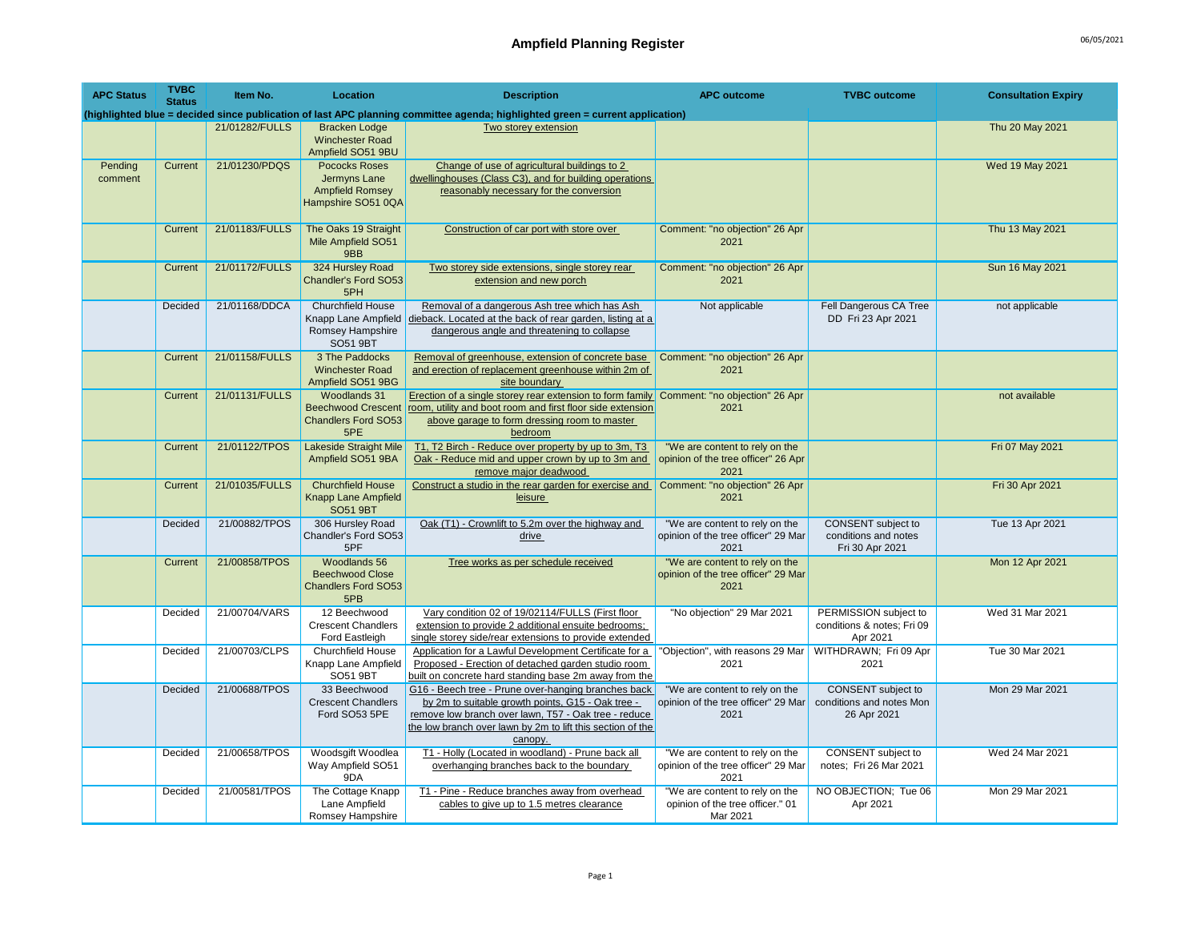# Ampfield Planning Register

06/05/2021

| APC Status | TVBC Status | Item No. | Location | Description | APC outcome | TVBC outcome | Consultation Expiry |
|---|---|---|---|---|---|---|---|
| (highlighted blue = decided since publication of last APC planning committee agenda; highlighted green = current application) | | | | | | | |
| | | 21/01282/FULLS | Bracken Lodge Winchester Road Ampfield SO51 9BU | Two storey extension | | | Thu 20 May 2021 |
| Pending comment | Current | 21/01230/PDQS | Pococks Roses Jermyns Lane Ampfield Romsey Hampshire SO51 0QA | Change of use of agricultural buildings to 2 dwellinghouses (Class C3), and for building operations reasonably necessary for the conversion | | | Wed 19 May 2021 |
| | Current | 21/01183/FULLS | The Oaks 19 Straight Mile Ampfield SO51 9BB | Construction of car port with store over | Comment: "no objection" 26 Apr 2021 | | Thu 13 May 2021 |
| | Current | 21/01172/FULLS | 324 Hursley Road Chandler's Ford SO53 5PH | Two storey side extensions, single storey rear extension and new porch | Comment: "no objection" 26 Apr 2021 | | Sun 16 May 2021 |
| | Decided | 21/01168/DDCA | Churchfield House Knapp Lane Ampfield Romsey Hampshire SO51 9BT | Removal of a dangerous Ash tree which has Ash dieback. Located at the back of rear garden, listing at a dangerous angle and threatening to collapse | Not applicable | Fell Dangerous CA Tree DD Fri 23 Apr 2021 | not applicable |
| | Current | 21/01158/FULLS | 3 The Paddocks Winchester Road Ampfield SO51 9BG | Removal of greenhouse, extension of concrete base and erection of replacement greenhouse within 2m of site boundary | Comment: "no objection" 26 Apr 2021 | | |
| | Current | 21/01131/FULLS | Woodlands 31 Beechwood Crescent Chandlers Ford SO53 5PE | Erection of a single storey rear extension to form family room, utility and boot room and first floor side extension above garage to form dressing room to master bedroom | Comment: "no objection" 26 Apr 2021 | | not available |
| | Current | 21/01122/TPOS | Lakeside Straight Mile Ampfield SO51 9BA | T1, T2 Birch - Reduce over property by up to 3m, T3 Oak - Reduce mid and upper crown by up to 3m and remove major deadwood | "We are content to rely on the opinion of the tree officer" 26 Apr 2021 | | Fri 07 May 2021 |
| | Current | 21/01035/FULLS | Churchfield House Knapp Lane Ampfield SO51 9BT | Construct a studio in the rear garden for exercise and leisure | Comment: "no objection" 26 Apr 2021 | | Fri 30 Apr 2021 |
| | Decided | 21/00882/TPOS | 306 Hursley Road Chandler's Ford SO53 5PF | Oak (T1) - Crownlift to 5.2m over the highway and drive | "We are content to rely on the opinion of the tree officer" 29 Mar 2021 | CONSENT subject to conditions and notes Fri 30 Apr 2021 | Tue 13 Apr 2021 |
| | Current | 21/00858/TPOS | Woodlands 56 Beechwood Close Chandlers Ford SO53 5PB | Tree works as per schedule received | "We are content to rely on the opinion of the tree officer" 29 Mar 2021 | | Mon 12 Apr 2021 |
| | Decided | 21/00704/VARS | 12 Beechwood Crescent Chandlers Ford Eastleigh | Vary condition 02 of 19/02114/FULLS (First floor extension to provide 2 additional ensuite bedrooms; single storey side/rear extensions to provide extended | "No objection" 29 Mar 2021 | PERMISSION subject to conditions & notes; Fri 09 Apr 2021 | Wed 31 Mar 2021 |
| | Decided | 21/00703/CLPS | Churchfield House Knapp Lane Ampfield SO51 9BT | Application for a Lawful Development Certificate for a Proposed - Erection of detached garden studio room built on concrete hard standing base 2m away from the | "Objection", with reasons 29 Mar 2021 | WITHDRAWN; Fri 09 Apr 2021 | Tue 30 Mar 2021 |
| | Decided | 21/00688/TPOS | 33 Beechwood Crescent Chandlers Ford SO53 5PE | G16 - Beech tree - Prune over-hanging branches back by 2m to suitable growth points, G15 - Oak tree - remove low branch over lawn, T57 - Oak tree - reduce the low branch over lawn by 2m to lift this section of the canopy. | "We are content to rely on the opinion of the tree officer" 29 Mar 2021 | CONSENT subject to conditions and notes Mon 26 Apr 2021 | Mon 29 Mar 2021 |
| | Decided | 21/00658/TPOS | Woodsgift Woodlea Way Ampfield SO51 9DA | T1 - Holly (Located in woodland) - Prune back all overhanging branches back to the boundary | "We are content to rely on the opinion of the tree officer" 29 Mar 2021 | CONSENT subject to notes; Fri 26 Mar 2021 | Wed 24 Mar 2021 |
| | Decided | 21/00581/TPOS | The Cottage Knapp Lane Ampfield Romsey Hampshire | T1 - Pine - Reduce branches away from overhead cables to give up to 1.5 metres clearance | "We are content to rely on the opinion of the tree officer." 01 Mar 2021 | NO OBJECTION; Tue 06 Apr 2021 | Mon 29 Mar 2021 |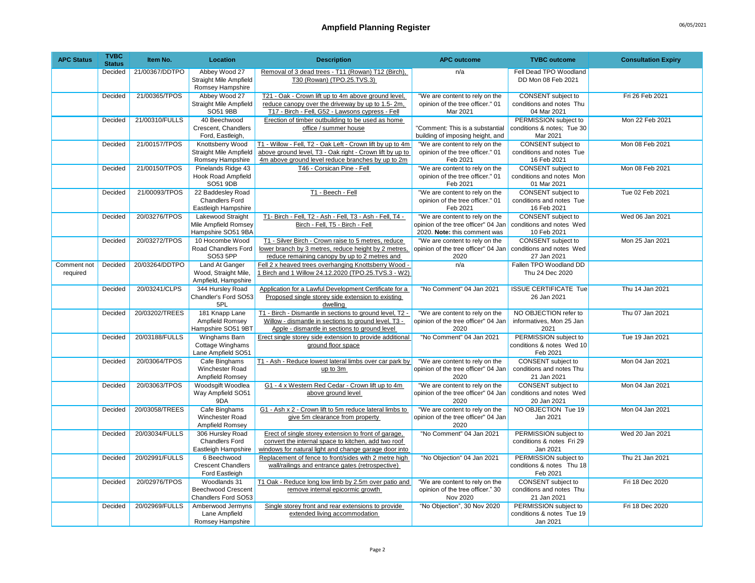# Ampfield Planning Register

| APC Status | TVBC Status | Item No. | Location | Description | APC outcome | TVBC outcome | Consultation Expiry |
|---|---|---|---|---|---|---|---|
| | Decided | 21/00367/DDTPO | Abbey Wood 27 Straight Mile Ampfield Romsey Hampshire | Removal of 3 dead trees - T11 (Rowan) T12 (Birch), T30 (Rowan) (TPO.25.TVS.3) | n/a | Fell Dead TPO Woodland DD Mon 08 Feb 2021 | |
| | Decided | 21/00365/TPOS | Abbey Wood 27 Straight Mile Ampfield SO51 9BB | T21 - Oak - Crown lift up to 4m above ground level, reduce canopy over the driveway by up to 1.5- 2m, T17 - Birch - Fell, G52 - Lawsons cypress - Fell | "We are content to rely on the opinion of the tree officer." 01 Mar 2021 | CONSENT subject to conditions and notes Thu 04 Mar 2021 | Fri 26 Feb 2021 |
| | Decided | 21/00310/FULLS | 40 Beechwood Crescent, Chandlers Ford, Eastleigh, | Erection of timber outbuilding to be used as home office / summer house | "Comment: This is a substantial building of imposing height, and | PERMISSION subject to conditions & notes; Tue 30 Mar 2021 | Mon 22 Feb 2021 |
| | Decided | 21/00157/TPOS | Knottsberry Wood Straight Mile Ampfield Romsey Hampshire | T1 - Willow - Fell, T2 - Oak Left - Crown lift by up to 4m above ground level, T3 - Oak right - Crown lift by up to 4m above ground level reduce branches by up to 2m | "We are content to rely on the opinion of the tree officer." 01 Feb 2021 | CONSENT subject to conditions and notes Tue 16 Feb 2021 | Mon 08 Feb 2021 |
| | Decided | 21/00150/TPOS | Pinelands Ridge 43 Hook Road Ampfield SO51 9DB | T46 - Corsican Pine - Fell | "We are content to rely on the opinion of the tree officer." 01 Feb 2021 | CONSENT subject to conditions and notes Mon 01 Mar 2021 | Mon 08 Feb 2021 |
| | Decided | 21/00093/TPOS | 22 Baddesley Road Chandlers Ford Eastleigh Hampshire | T1 - Beech - Fell | "We are content to rely on the opinion of the tree officer." 01 Feb 2021 | CONSENT subject to conditions and notes Tue 16 Feb 2021 | Tue 02 Feb 2021 |
| | Decided | 20/03276/TPOS | Lakewood Straight Mile Ampfield Romsey Hampshire SO51 9BA | T1- Birch - Fell, T2 - Ash - Fell, T3 - Ash - Fell, T4 - Birch - Fell, T5 - Birch - Fell | "We are content to rely on the opinion of the tree officer" 04 Jan 2020. **Note:** this comment was | CONSENT subject to conditions and notes Wed 10 Feb 2021 | Wed 06 Jan 2021 |
| | Decided | 20/03272/TPOS | 10 Hocombe Wood Road Chandlers Ford SO53 5PP | T1 - Silver Birch - Crown raise to 5 metres, reduce lower branch by 3 metres, reduce height by 2 metres, reduce remaining canopy by up to 2 metres and | "We are content to rely on the opinion of the tree officer" 04 Jan 2020 | CONSENT subject to conditions and notes Wed 27 Jan 2021 | Mon 25 Jan 2021 |
| Comment not required | Decided | 20/03264/DDTPO | Land At Ganger Wood, Straight Mile, Ampfield, Hampshire | Fell 2 x heaved trees overhanging Knottsberry Wood - 1 Birch and 1 Willow 24.12.2020 (TPO.25.TVS.3 - W2) | n/a | Fallen TPO Woodland DD Thu 24 Dec 2020 | |
| | Decided | 20/03241/CLPS | 344 Hursley Road Chandler's Ford SO53 5PL | Application for a Lawful Development Certificate for a Proposed single storey side extension to existing dwelling | "No Comment" 04 Jan 2021 | ISSUE CERTIFICATE Tue 26 Jan 2021 | Thu 14 Jan 2021 |
| | Decided | 20/03202/TREES | 181 Knapp Lane Ampfield Romsey Hampshire SO51 9BT | T1 - Birch - Dismantle in sections to ground level, T2 - Willow - dismantle in sections to ground level, T3 - Apple - dismantle in sections to ground level | "We are content to rely on the opinion of the tree officer" 04 Jan 2020 | NO OBJECTION refer to informatives, Mon 25 Jan 2021 | Thu 07 Jan 2021 |
| | Decided | 20/03188/FULLS | Winghams Barn Cottage Winghams Lane Ampfield SO51 | Erect single storey side extension to provide additional ground floor space | "No Comment" 04 Jan 2021 | PERMISSION subject to conditions & notes Wed 10 Feb 2021 | Tue 19 Jan 2021 |
| | Decided | 20/03064/TPOS | Cafe Binghams Winchester Road Ampfield Romsey | T1 - Ash - Reduce lowest lateral limbs over car park by up to 3m | "We are content to rely on the opinion of the tree officer" 04 Jan 2020 | CONSENT subject to conditions and notes Thu 21 Jan 2021 | Mon 04 Jan 2021 |
| | Decided | 20/03063/TPOS | Woodsgift Woodlea Way Ampfield SO51 9DA | G1 - 4 x Western Red Cedar - Crown lift up to 4m above ground level | "We are content to rely on the opinion of the tree officer" 04 Jan 2020 | CONSENT subject to conditions and notes Wed 20 Jan 2021 | Mon 04 Jan 2021 |
| | Decided | 20/03058/TREES | Cafe Binghams Winchester Road Ampfield Romsey | G1 - Ash x 2 - Crown lift to 5m reduce lateral limbs to give 5m clearance from property | "We are content to rely on the opinion of the tree officer" 04 Jan 2020 | NO OBJECTION Tue 19 Jan 2021 | Mon 04 Jan 2021 |
| | Decided | 20/03034/FULLS | 306 Hursley Road Chandlers Ford Eastleigh Hampshire | Erect of single storey extension to front of garage, convert the internal space to kitchen, add two roof windows for natural light and change garage door into | "No Comment" 04 Jan 2021 | PERMISSION subject to conditions & notes Fri 29 Jan 2021 | Wed 20 Jan 2021 |
| | Decided | 20/02991/FULLS | 6 Beechwood Crescent Chandlers Ford Eastleigh | Replacement of fence to front/sides with 2 metre high wall/railings and entrance gates (retrospective) | "No Objection" 04 Jan 2021 | PERMISSION subject to conditions & notes Thu 18 Feb 2021 | Thu 21 Jan 2021 |
| | Decided | 20/02976/TPOS | Woodlands 31 Beechwood Crescent Chandlers Ford SO53 | T1 Oak - Reduce long low limb by 2.5m over patio and remove internal epicormic growth | "We are content to rely on the opinion of the tree officer." 30 Nov 2020 | CONSENT subject to conditions and notes Thu 21 Jan 2021 | Fri 18 Dec 2020 |
| | Decided | 20/02969/FULLS | Amberwood Jermyns Lane Ampfield Romsey Hampshire | Single storey front and rear extensions to provide extended living accommodation | "No Objection", 30 Nov 2020 | PERMISSION subject to conditions & notes Tue 19 Jan 2021 | Fri 18 Dec 2020 |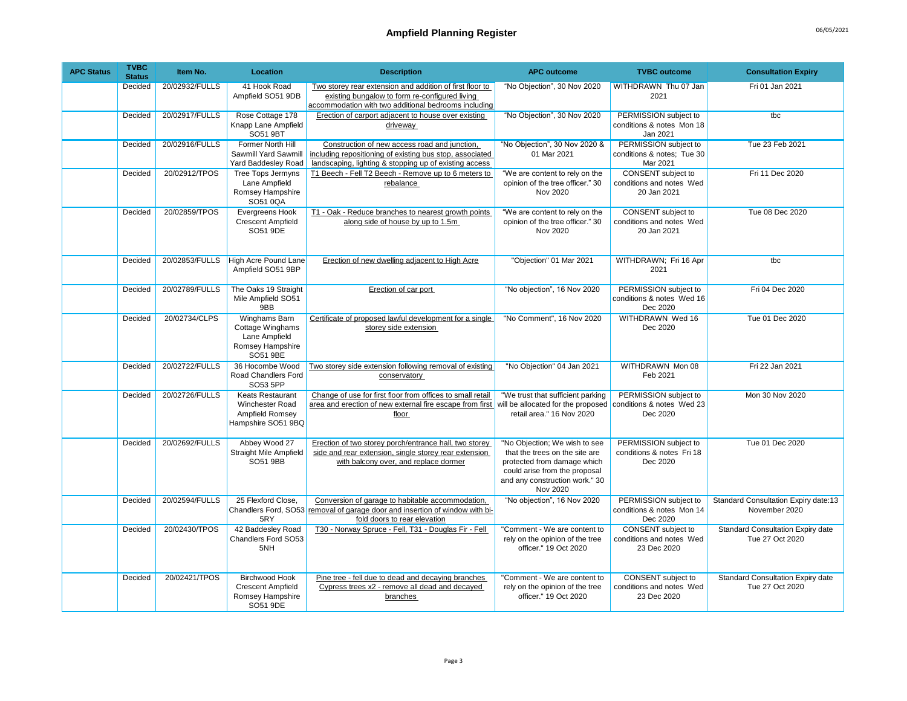# Ampfield Planning Register

| APC Status | TVBC Status | Item No. | Location | Description | APC outcome | TVBC outcome | Consultation Expiry |
|---|---|---|---|---|---|---|---|
| | Decided | 20/02932/FULLS | 41 Hook Road Ampfield SO51 9DB | Two storey rear extension and addition of first floor to existing bungalow to form re-configured living accommodation with two additional bedrooms including | "No Objection", 30 Nov 2020 | WITHDRAWN Thu 07 Jan 2021 | Fri 01 Jan 2021 |
| | Decided | 20/02917/FULLS | Rose Cottage 178 Knapp Lane Ampfield SO51 9BT | Erection of carport adjacent to house over existing driveway | "No Objection", 30 Nov 2020 | PERMISSION subject to conditions & notes Mon 18 Jan 2021 | tbc |
| | Decided | 20/02916/FULLS | Former North Hill Sawmill Yard Sawmill Yard Baddesley Road | Construction of new access road and junction, including repositioning of existing bus stop, associated landscaping, lighting & stopping up of existing access | "No Objection", 30 Nov 2020 & 01 Mar 2021 | PERMISSION subject to conditions & notes; Tue 30 Mar 2021 | Tue 23 Feb 2021 |
| | Decided | 20/02912/TPOS | Tree Tops Jermyns Lane Ampfield Romsey Hampshire SO51 0QA | T1 Beech - Fell T2 Beech - Remove up to 6 meters to rebalance | "We are content to rely on the opinion of the tree officer." 30 Nov 2020 | CONSENT subject to conditions and notes Wed 20 Jan 2021 | Fri 11 Dec 2020 |
| | Decided | 20/02859/TPOS | Evergreens Hook Crescent Ampfield SO51 9DE | T1 - Oak - Reduce branches to nearest growth points along side of house by up to 1.5m | "We are content to rely on the opinion of the tree officer." 30 Nov 2020 | CONSENT subject to conditions and notes Wed 20 Jan 2021 | Tue 08 Dec 2020 |
| | Decided | 20/02853/FULLS | High Acre Pound Lane Ampfield SO51 9BP | Erection of new dwelling adjacent to High Acre | "Objection" 01 Mar 2021 | WITHDRAWN; Fri 16 Apr 2021 | tbc |
| | Decided | 20/02789/FULLS | The Oaks 19 Straight Mile Ampfield SO51 9BB | Erection of car port | "No objection", 16 Nov 2020 | PERMISSION subject to conditions & notes Wed 16 Dec 2020 | Fri 04 Dec 2020 |
| | Decided | 20/02734/CLPS | Winghams Barn Cottage Winghams Lane Ampfield Romsey Hampshire SO51 9BE | Certificate of proposed lawful development for a single storey side extension | "No Comment", 16 Nov 2020 | WITHDRAWN Wed 16 Dec 2020 | Tue 01 Dec 2020 |
| | Decided | 20/02722/FULLS | 36 Hocombe Wood Road Chandlers Ford SO53 5PP | Two storey side extension following removal of existing conservatory | "No Objection" 04 Jan 2021 | WITHDRAWN Mon 08 Feb 2021 | Fri 22 Jan 2021 |
| | Decided | 20/02726/FULLS | Keats Restaurant Winchester Road Ampfield Romsey Hampshire SO51 9BQ | Change of use for first floor from offices to small retail area and erection of new external fire escape from first floor | "We trust that sufficient parking will be allocated for the proposed retail area." 16 Nov 2020 | PERMISSION subject to conditions & notes Wed 23 Dec 2020 | Mon 30 Nov 2020 |
| | Decided | 20/02692/FULLS | Abbey Wood 27 Straight Mile Ampfield SO51 9BB | Erection of two storey porch/entrance hall, two storey side and rear extension, single storey rear extension with balcony over, and replace dormer | "No Objection; We wish to see that the trees on the site are protected from damage which could arise from the proposal and any construction work." 30 Nov 2020 | PERMISSION subject to conditions & notes Fri 18 Dec 2020 | Tue 01 Dec 2020 |
| | Decided | 20/02594/FULLS | 25 Flexford Close, Chandlers Ford, SO53 5RY | Conversion of garage to habitable accommodation, removal of garage door and insertion of window with bi-fold doors to rear elevation | "No objection", 16 Nov 2020 | PERMISSION subject to conditions & notes Mon 14 Dec 2020 | Standard Consultation Expiry date:13 November 2020 |
| | Decided | 20/02430/TPOS | 42 Baddesley Road Chandlers Ford SO53 5NH | T30 - Norway Spruce - Fell, T31 - Douglas Fir - Fell | "Comment - We are content to rely on the opinion of the tree officer." 19 Oct 2020 | CONSENT subject to conditions and notes Wed 23 Dec 2020 | Standard Consultation Expiry date Tue 27 Oct 2020 |
| | Decided | 20/02421/TPOS | Birchwood Hook Crescent Ampfield Romsey Hampshire SO51 9DE | Pine tree - fell due to dead and decaying branches Cypress trees x2 - remove all dead and decayed branches | "Comment - We are content to rely on the opinion of the tree officer." 19 Oct 2020 | CONSENT subject to conditions and notes Wed 23 Dec 2020 | Standard Consultation Expiry date Tue 27 Oct 2020 |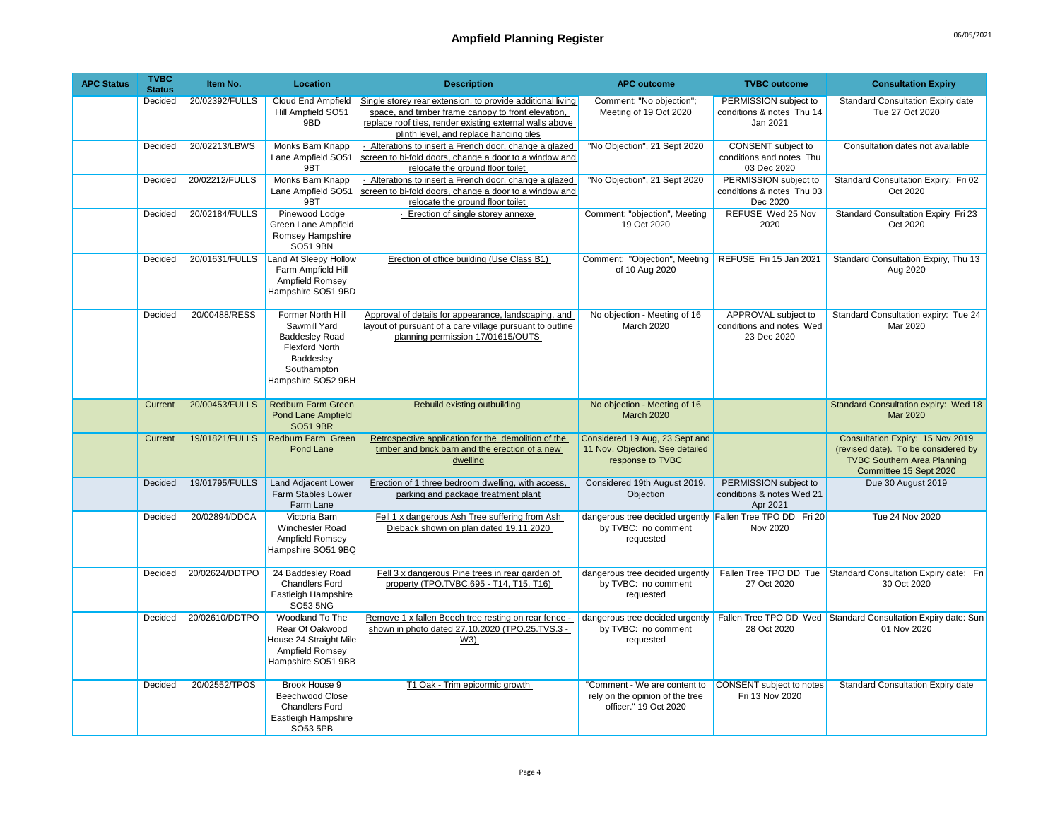# Ampfield Planning Register

| APC Status | TVBC Status | Item No. | Location | Description | APC outcome | TVBC outcome | Consultation Expiry |
|---|---|---|---|---|---|---|---|
| | Decided | 20/02392/FULLS | Cloud End Ampfield Hill Ampfield SO51 9BD | Single storey rear extension, to provide additional living space, and timber frame canopy to front elevation, replace roof tiles, render existing external walls above plinth level, and replace hanging tiles | Comment: "No objection"; Meeting of 19 Oct 2020 | PERMISSION subject to conditions & notes Thu 14 Jan 2021 | Standard Consultation Expiry date Tue 27 Oct 2020 |
| | Decided | 20/02213/LBWS | Monks Barn Knapp Lane Ampfield SO51 9BT | · Alterations to insert a French door, change a glazed screen to bi-fold doors, change a door to a window and relocate the ground floor toilet | "No Objection", 21 Sept 2020 | CONSENT subject to conditions and notes Thu 03 Dec 2020 | Consultation dates not available |
| | Decided | 20/02212/FULLS | Monks Barn Knapp Lane Ampfield SO51 9BT | · Alterations to insert a French door, change a glazed screen to bi-fold doors, change a door to a window and relocate the ground floor toilet | "No Objection", 21 Sept 2020 | PERMISSION subject to conditions & notes Thu 03 Dec 2020 | Standard Consultation Expiry: Fri 02 Oct 2020 |
| | Decided | 20/02184/FULLS | Pinewood Lodge Green Lane Ampfield Romsey Hampshire SO51 9BN | · Erection of single storey annexe | Comment: "objection", Meeting 19 Oct 2020 | REFUSE Wed 25 Nov 2020 | Standard Consultation Expiry Fri 23 Oct 2020 |
| | Decided | 20/01631/FULLS | Land At Sleepy Hollow Farm Ampfield Hill Ampfield Romsey Hampshire SO51 9BD | Erection of office building (Use Class B1) | Comment: "Objection", Meeting of 10 Aug 2020 | REFUSE Fri 15 Jan 2021 | Standard Consultation Expiry, Thu 13 Aug 2020 |
| | Decided | 20/00488/RESS | Former North Hill Sawmill Yard Baddesley Road Flexford North Baddesley Southampton Hampshire SO52 9BH | Approval of details for appearance, landscaping, and layout of pursuant of a care village pursuant to outline planning permission 17/01615/OUTS | No objection - Meeting of 16 March 2020 | APPROVAL subject to conditions and notes Wed 23 Dec 2020 | Standard Consultation expiry: Tue 24 Mar 2020 |
| | Current | 20/00453/FULLS | Redburn Farm Green Pond Lane Ampfield SO51 9BR | Rebuild existing outbuilding | No objection - Meeting of 16 March 2020 | | Standard Consultation expiry: Wed 18 Mar 2020 |
| | Current | 19/01821/FULLS | Redburn Farm Green Pond Lane | Retrospective application for the demolition of the timber and brick barn and the erection of a new dwelling | Considered 19 Aug, 23 Sept and 11 Nov. Objection. See detailed response to TVBC | | Consultation Expiry: 15 Nov 2019 (revised date). To be considered by TVBC Southern Area Planning Committee 15 Sept 2020 |
| | Decided | 19/01795/FULLS | Land Adjacent Lower Farm Stables Lower Farm Lane | Erection of 1 three bedroom dwelling, with access, parking and package treatment plant | Considered 19th August 2019. Objection | PERMISSION subject to conditions & notes Wed 21 Apr 2021 | Due 30 August 2019 |
| | Decided | 20/02894/DDCA | Victoria Barn Winchester Road Ampfield Romsey Hampshire SO51 9BQ | Fell 1 x dangerous Ash Tree suffering from Ash Dieback shown on plan dated 19.11.2020 | dangerous tree decided urgently by TVBC: no comment requested | Fallen Tree TPO DD Fri 20 Nov 2020 | Tue 24 Nov 2020 |
| | Decided | 20/02624/DDTPO | 24 Baddesley Road Chandlers Ford Eastleigh Hampshire SO53 5NG | Fell 3 x dangerous Pine trees in rear garden of property (TPO.TVBC.695 - T14, T15, T16) | dangerous tree decided urgently by TVBC: no comment requested | Fallen Tree TPO DD Tue 27 Oct 2020 | Standard Consultation Expiry date: Fri 30 Oct 2020 |
| | Decided | 20/02610/DDTPO | Woodland To The Rear Of Oakwood House 24 Straight Mile Ampfield Romsey Hampshire SO51 9BB | Remove 1 x fallen Beech tree resting on rear fence - shown in photo dated 27.10.2020 (TPO.25.TVS.3 - W3) | dangerous tree decided urgently by TVBC: no comment requested | Fallen Tree TPO DD Wed 28 Oct 2020 | Standard Consultation Expiry date: Sun 01 Nov 2020 |
| | Decided | 20/02552/TPOS | Brook House 9 Beechwood Close Chandlers Ford Eastleigh Hampshire SO53 5PB | T1 Oak - Trim epicormic growth | "Comment - We are content to rely on the opinion of the tree officer." 19 Oct 2020 | CONSENT subject to notes Fri 13 Nov 2020 | Standard Consultation Expiry date |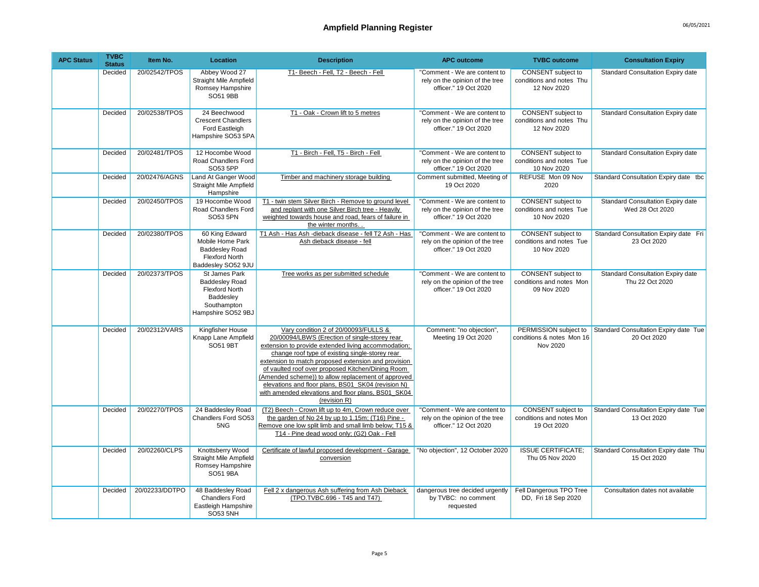# Ampfield Planning Register

| APC Status | TVBC Status | Item No. | Location | Description | APC outcome | TVBC outcome | Consultation Expiry |
|---|---|---|---|---|---|---|---|
| | Decided | 20/02542/TPOS | Abbey Wood 27 Straight Mile Ampfield Romsey Hampshire SO51 9BB | T1- Beech - Fell, T2 - Beech - Fell | "Comment - We are content to rely on the opinion of the tree officer." 19 Oct 2020 | CONSENT subject to conditions and notes Thu 12 Nov 2020 | Standard Consultation Expiry date |
| | Decided | 20/02538/TPOS | 24 Beechwood Crescent Chandlers Ford Eastleigh Hampshire SO53 5PA | T1 - Oak - Crown lift to 5 metres | "Comment - We are content to rely on the opinion of the tree officer." 19 Oct 2020 | CONSENT subject to conditions and notes Thu 12 Nov 2020 | Standard Consultation Expiry date |
| | Decided | 20/02481/TPOS | 12 Hocombe Wood Road Chandlers Ford SO53 5PP | T1 - Birch - Fell, T5 - Birch - Fell | "Comment - We are content to rely on the opinion of the tree officer." 19 Oct 2020 | CONSENT subject to conditions and notes Tue 10 Nov 2020 | Standard Consultation Expiry date |
| | Decided | 20/02476/AGNS | Land At Ganger Wood Straight Mile Ampfield Hampshire | Timber and machinery storage building | Comment submitted, Meeting of 19 Oct 2020 | REFUSE Mon 09 Nov 2020 | Standard Consultation Expiry date tbc |
| | Decided | 20/02450/TPOS | 19 Hocombe Wood Road Chandlers Ford SO53 5PN | T1 - twin stem Silver Birch - Remove to ground level and replant with one Silver Birch tree - Heavily weighted towards house and road, fears of failure in the winter months. . | "Comment - We are content to rely on the opinion of the tree officer." 19 Oct 2020 | CONSENT subject to conditions and notes Tue 10 Nov 2020 | Standard Consultation Expiry date Wed 28 Oct 2020 |
| | Decided | 20/02380/TPOS | 60 King Edward Mobile Home Park Baddesley Road Flexford North Baddesley SO52 9JU | T1 Ash - Has Ash -dieback disease - fell T2 Ash - Has Ash dieback disease - fell | "Comment - We are content to rely on the opinion of the tree officer." 19 Oct 2020 | CONSENT subject to conditions and notes Tue 10 Nov 2020 | Standard Consultation Expiry date Fri 23 Oct 2020 |
| | Decided | 20/02373/TPOS | St James Park Baddesley Road Flexford North Baddesley Southampton Hampshire SO52 9BJ | Tree works as per submitted schedule | "Comment - We are content to rely on the opinion of the tree officer." 19 Oct 2020 | CONSENT subject to conditions and notes Mon 09 Nov 2020 | Standard Consultation Expiry date Thu 22 Oct 2020 |
| | Decided | 20/02312/VARS | Kingfisher House Knapp Lane Ampfield SO51 9BT | Vary condition 2 of 20/00093/FULLS & 20/00094/LBWS (Erection of single-storey rear extension to provide extended living accommodation; change roof type of existing single-storey rear extension to match proposed extension and provision of vaulted roof over proposed Kitchen/Dining Room (Amended scheme)) to allow replacement of approved elevations and floor plans, BS01_SK04 (revision N) with amended elevations and floor plans, BS01_SK04 (revision R) | Comment: "no objection", Meeting 19 Oct 2020 | PERMISSION subject to conditions & notes Mon 16 Nov 2020 | Standard Consultation Expiry date Tue 20 Oct 2020 |
| | Decided | 20/02270/TPOS | 24 Baddesley Road Chandlers Ford SO53 5NG | (T2) Beech - Crown lift up to 4m, Crown reduce over the garden of No 24 by up to 1.15m; (T16) Pine - Remove one low split limb and small limb below; T15 & T14 - Pine dead wood only; (G2) Oak - Fell | "Comment - We are content to rely on the opinion of the tree officer." 12 Oct 2020 | CONSENT subject to conditions and notes Mon 19 Oct 2020 | Standard Consultation Expiry date Tue 13 Oct 2020 |
| | Decided | 20/02260/CLPS | Knottsberry Wood Straight Mile Ampfield Romsey Hampshire SO51 9BA | Certificate of lawful proposed development - Garage conversion | "No objection", 12 October 2020 | ISSUE CERTIFICATE; Thu 05 Nov 2020 | Standard Consultation Expiry date Thu 15 Oct 2020 |
| | Decided | 20/02233/DDTPO | 48 Baddesley Road Chandlers Ford Eastleigh Hampshire SO53 5NH | Fell 2 x dangerous Ash suffering from Ash Dieback (TPO.TVBC.696 - T45 and T47) | dangerous tree decided urgently by TVBC: no comment requested | Fell Dangerous TPO Tree DD, Fri 18 Sep 2020 | Consultation dates not available |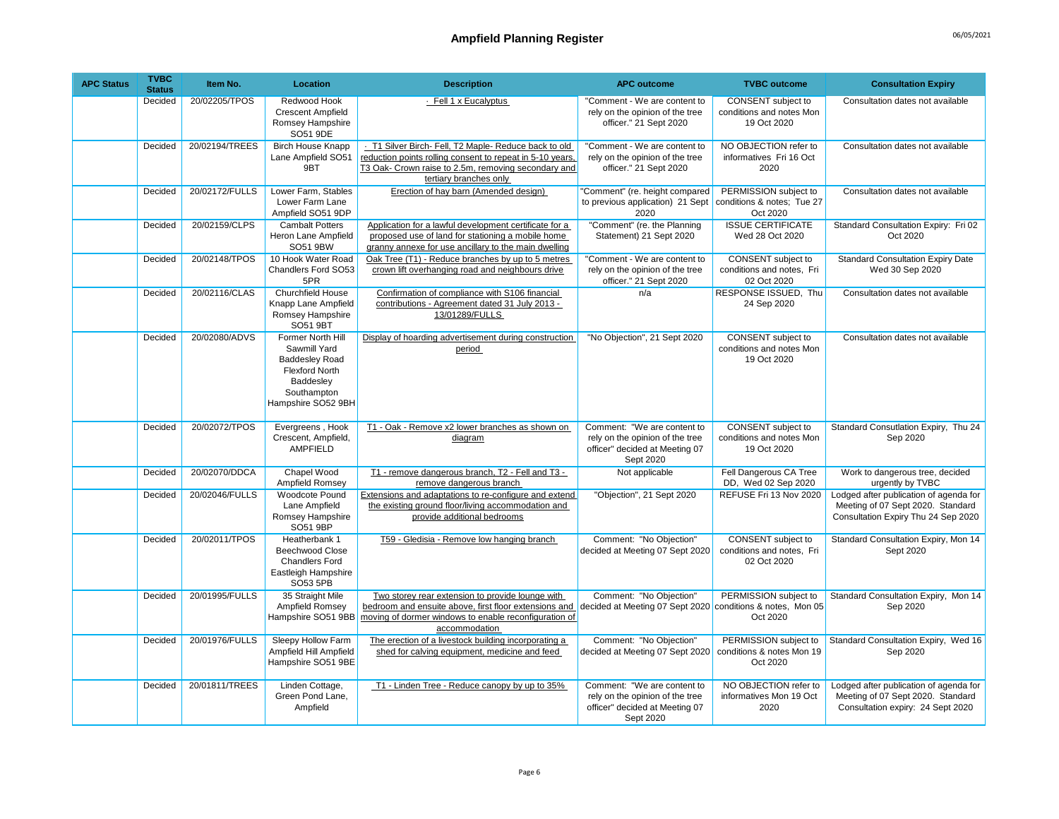# Ampfield Planning Register

| APC Status | TVBC Status | Item No. | Location | Description | APC outcome | TVBC outcome | Consultation Expiry |
|---|---|---|---|---|---|---|---|
| | Decided | 20/02205/TPOS | Redwood Hook Crescent Ampfield Romsey Hampshire SO51 9DE | · Fell 1 x Eucalyptus | "Comment - We are content to rely on the opinion of the tree officer." 21 Sept 2020 | CONSENT subject to conditions and notes Mon 19 Oct 2020 | Consultation dates not available |
| | Decided | 20/02194/TREES | Birch House Knapp Lane Ampfield SO51 9BT | · T1 Silver Birch- Fell, T2 Maple- Reduce back to old reduction points rolling consent to repeat in 5-10 years, T3 Oak- Crown raise to 2.5m, removing secondary and tertiary branches only | "Comment - We are content to rely on the opinion of the tree officer." 21 Sept 2020 | NO OBJECTION refer to informatives Fri 16 Oct 2020 | Consultation dates not available |
| | Decided | 20/02172/FULLS | Lower Farm, Stables Lower Farm Lane Ampfield SO51 9DP | Erection of hay barn (Amended design) | "Comment" (re. height compared to previous application) 21 Sept 2020 | PERMISSION subject to conditions & notes; Tue 27 Oct 2020 | Consultation dates not available |
| | Decided | 20/02159/CLPS | Cambalt Potters Heron Lane Ampfield SO51 9BW | Application for a lawful development certificate for a proposed use of land for stationing a mobile home granny annexe for use ancillary to the main dwelling | "Comment" (re. the Planning Statement) 21 Sept 2020 | ISSUE CERTIFICATE Wed 28 Oct 2020 | Standard Consultation Expiry: Fri 02 Oct 2020 |
| | Decided | 20/02148/TPOS | 10 Hook Water Road Chandlers Ford SO53 5PR | Oak Tree (T1) - Reduce branches by up to 5 metres crown lift overhanging road and neighbours drive | "Comment - We are content to rely on the opinion of the tree officer." 21 Sept 2020 | CONSENT subject to conditions and notes, Fri 02 Oct 2020 | Standard Consultation Expiry Date Wed 30 Sep 2020 |
| | Decided | 20/02116/CLAS | Churchfield House Knapp Lane Ampfield Romsey Hampshire SO51 9BT | Confirmation of compliance with S106 financial contributions - Agreement dated 31 July 2013 - 13/01289/FULLS | n/a | RESPONSE ISSUED, Thu 24 Sep 2020 | Consultation dates not available |
| | Decided | 20/02080/ADVS | Former North Hill Sawmill Yard Baddesley Road Flexford North Baddesley Southampton Hampshire SO52 9BH | Display of hoarding advertisement during construction period | "No Objection", 21 Sept 2020 | CONSENT subject to conditions and notes Mon 19 Oct 2020 | Consultation dates not available |
| | Decided | 20/02072/TPOS | Evergreens , Hook Crescent, Ampfield, AMPFIELD | T1 - Oak - Remove x2 lower branches as shown on diagram | Comment: "We are content to rely on the opinion of the tree officer" decided at Meeting 07 Sept 2020 | CONSENT subject to conditions and notes Mon 19 Oct 2020 | Standard Consutlation Expiry, Thu 24 Sep 2020 |
| | Decided | 20/02070/DDCA | Chapel Wood Ampfield Romsey | T1 - remove dangerous branch, T2 - Fell and T3 - remove dangerous branch | Not applicable | Fell Dangerous CA Tree DD, Wed 02 Sep 2020 | Work to dangerous tree, decided urgently by TVBC |
| | Decided | 20/02046/FULLS | Woodcote Pound Lane Ampfield Romsey Hampshire SO51 9BP | Extensions and adaptations to re-configure and extend the existing ground floor/living accommodation and provide additional bedrooms | "Objection", 21 Sept 2020 | REFUSE Fri 13 Nov 2020 | Lodged after publication of agenda for Meeting of 07 Sept 2020. Standard Consultation Expiry Thu 24 Sep 2020 |
| | Decided | 20/02011/TPOS | Heatherbank 1 Beechwood Close Chandlers Ford Eastleigh Hampshire SO53 5PB | T59 - Gledisia - Remove low hanging branch | Comment: "No Objection" decided at Meeting 07 Sept 2020 | CONSENT subject to conditions and notes, Fri 02 Oct 2020 | Standard Consultation Expiry, Mon 14 Sept 2020 |
| | Decided | 20/01995/FULLS | 35 Straight Mile Ampfield Romsey Hampshire SO51 9BB | Two storey rear extension to provide lounge with bedroom and ensuite above, first floor extensions and moving of dormer windows to enable reconfiguration of accommodation | Comment: "No Objection" decided at Meeting 07 Sept 2020 | PERMISSION subject to conditions & notes, Mon 05 Oct 2020 | Standard Consultation Expiry, Mon 14 Sep 2020 |
| | Decided | 20/01976/FULLS | Sleepy Hollow Farm Ampfield Hill Ampfield Hampshire SO51 9BE | The erection of a livestock building incorporating a shed for calving equipment, medicine and feed | Comment: "No Objection" decided at Meeting 07 Sept 2020 | PERMISSION subject to conditions & notes Mon 19 Oct 2020 | Standard Consultation Expiry, Wed 16 Sep 2020 |
| | Decided | 20/01811/TREES | Linden Cottage, Green Pond Lane, Ampfield | T1 - Linden Tree - Reduce canopy by up to 35% | Comment: "We are content to rely on the opinion of the tree officer" decided at Meeting 07 Sept 2020 | NO OBJECTION refer to informatives Mon 19 Oct 2020 | Lodged after publication of agenda for Meeting of 07 Sept 2020. Standard Consultation expiry: 24 Sept 2020 |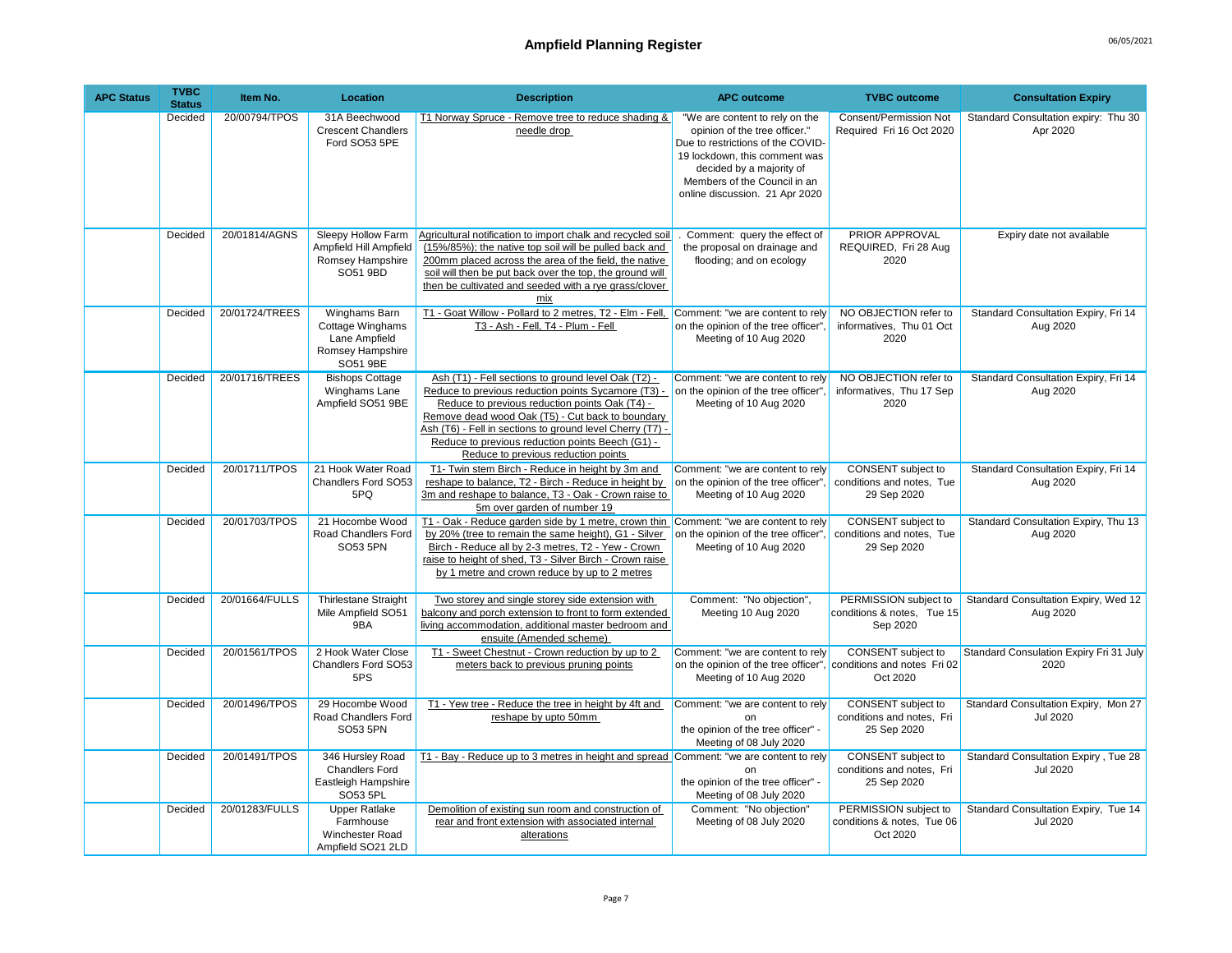## Ampfield Planning Register

| APC Status | TVBC Status | Item No. | Location | Description | APC outcome | TVBC outcome | Consultation Expiry |
|---|---|---|---|---|---|---|---|
| | Decided | 20/00794/TPOS | 31A Beechwood Crescent Chandlers Ford SO53 5PE | T1 Norway Spruce - Remove tree to reduce shading & needle drop | "We are content to rely on the opinion of the tree officer." Due to restrictions of the COVID-19 lockdown, this comment was decided by a majority of Members of the Council in an online discussion. 21 Apr 2020 | Consent/Permission Not Required Fri 16 Oct 2020 | Standard Consultation expiry: Thu 30 Apr 2020 |
| | Decided | 20/01814/AGNS | Sleepy Hollow Farm Ampfield Hill Ampfield Romsey Hampshire SO51 9BD | Agricultural notification to import chalk and recycled soil (15%/85%); the native top soil will be pulled back and 200mm placed across the area of the field, the native soil will then be put back over the top, the ground will then be cultivated and seeded with a rye grass/clover mix | . Comment: query the effect of the proposal on drainage and flooding; and on ecology | PRIOR APPROVAL REQUIRED, Fri 28 Aug 2020 | Expiry date not available |
| | Decided | 20/01724/TREES | Winghams Barn Cottage Winghams Lane Ampfield Romsey Hampshire SO51 9BE | T1 - Goat Willow - Pollard to 2 metres, T2 - Elm - Fell, T3 - Ash - Fell, T4 - Plum - Fell | Comment: "we are content to rely on the opinion of the tree officer", Meeting of 10 Aug 2020 | NO OBJECTION refer to informatives, Thu 01 Oct 2020 | Standard Consultation Expiry, Fri 14 Aug 2020 |
| | Decided | 20/01716/TREES | Bishops Cottage Winghams Lane Ampfield SO51 9BE | Ash (T1) - Fell sections to ground level Oak (T2) - Reduce to previous reduction points Sycamore (T3) - Reduce to previous reduction points Oak (T4) - Remove dead wood Oak (T5) - Cut back to boundary Ash (T6) - Fell in sections to ground level Cherry (T7) - Reduce to previous reduction points Beech (G1) - Reduce to previous reduction points | Comment: "we are content to rely on the opinion of the tree officer", Meeting of 10 Aug 2020 | NO OBJECTION refer to informatives, Thu 17 Sep 2020 | Standard Consultation Expiry, Fri 14 Aug 2020 |
| | Decided | 20/01711/TPOS | 21 Hook Water Road Chandlers Ford SO53 5PQ | T1- Twin stem Birch - Reduce in height by 3m and reshape to balance, T2 - Birch - Reduce in height by 3m and reshape to balance, T3 - Oak - Crown raise to 5m over garden of number 19 | Comment: "we are content to rely on the opinion of the tree officer", Meeting of 10 Aug 2020 | CONSENT subject to conditions and notes, Tue 29 Sep 2020 | Standard Consultation Expiry, Fri 14 Aug 2020 |
| | Decided | 20/01703/TPOS | 21 Hocombe Wood Road Chandlers Ford SO53 5PN | T1 - Oak - Reduce garden side by 1 metre, crown thin by 20% (tree to remain the same height), G1 - Silver Birch - Reduce all by 2-3 metres, T2 - Yew - Crown raise to height of shed, T3 - Silver Birch - Crown raise by 1 metre and crown reduce by up to 2 metres | Comment: "we are content to rely on the opinion of the tree officer", Meeting of 10 Aug 2020 | CONSENT subject to conditions and notes, Tue 29 Sep 2020 | Standard Consultation Expiry, Thu 13 Aug 2020 |
| | Decided | 20/01664/FULLS | Thirlestane Straight Mile Ampfield SO51 9BA | Two storey and single storey side extension with balcony and porch extension to front to form extended living accommodation, additional master bedroom and ensuite (Amended scheme) | Comment: "No objection", Meeting 10 Aug 2020 | PERMISSION subject to conditions & notes, Tue 15 Sep 2020 | Standard Consultation Expiry, Wed 12 Aug 2020 |
| | Decided | 20/01561/TPOS | 2 Hook Water Close Chandlers Ford SO53 5PS | T1 - Sweet Chestnut - Crown reduction by up to 2 meters back to previous pruning points | Comment: "we are content to rely on the opinion of the tree officer", Meeting of 10 Aug 2020 | CONSENT subject to conditions and notes Fri 02 Oct 2020 | Standard Consulation Expiry Fri 31 July 2020 |
| | Decided | 20/01496/TPOS | 29 Hocombe Wood Road Chandlers Ford SO53 5PN | T1 - Yew tree - Reduce the tree in height by 4ft and reshape by upto 50mm | Comment: "we are content to rely on the opinion of the tree officer" - Meeting of 08 July 2020 | CONSENT subject to conditions and notes, Fri 25 Sep 2020 | Standard Consultation Expiry, Mon 27 Jul 2020 |
| | Decided | 20/01491/TPOS | 346 Hursley Road Chandlers Ford Eastleigh Hampshire SO53 5PL | T1 - Bay - Reduce up to 3 metres in height and spread | Comment: "we are content to rely on the opinion of the tree officer" - Meeting of 08 July 2020 | CONSENT subject to conditions and notes, Fri 25 Sep 2020 | Standard Consultation Expiry , Tue 28 Jul 2020 |
| | Decided | 20/01283/FULLS | Upper Ratlake Farmhouse Winchester Road Ampfield SO21 2LD | Demolition of existing sun room and construction of rear and front extension with associated internal alterations | Comment: "No objection" Meeting of 08 July 2020 | PERMISSION subject to conditions & notes, Tue 06 Oct 2020 | Standard Consultation Expiry, Tue 14 Jul 2020 |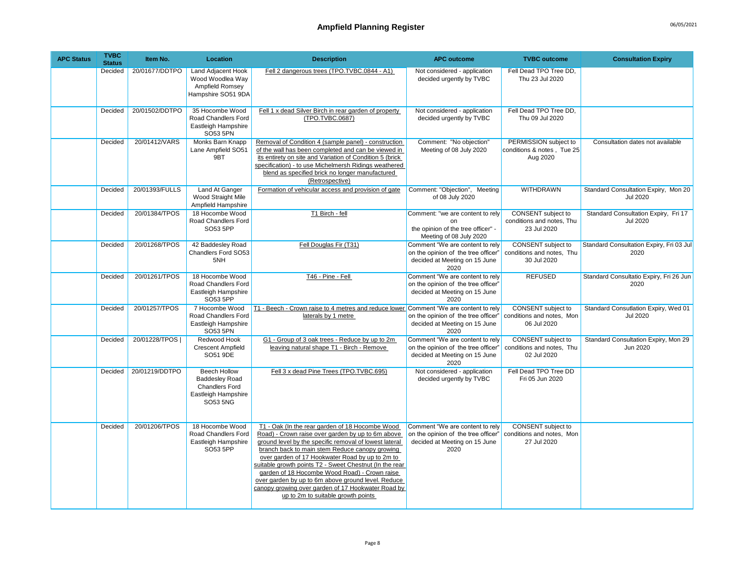# Ampfield Planning Register

06/05/2021

| APC Status | TVBC Status | Item No. | Location | Description | APC outcome | TVBC outcome | Consultation Expiry |
|---|---|---|---|---|---|---|---|
| | Decided | 20/01677/DDTPO | Land Adjacent Hook Wood Woodlea Way Ampfield Romsey Hampshire SO51 9DA | Fell 2 dangerous trees (TPO.TVBC.0844 - A1) | Not considered - application decided urgently by TVBC | Fell Dead TPO Tree DD, Thu 23 Jul 2020 | |
| | Decided | 20/01502/DDTPO | 35 Hocombe Wood Road Chandlers Ford Eastleigh Hampshire SO53 5PN | Fell 1 x dead Silver Birch in rear garden of property (TPO.TVBC.0687) | Not considered - application decided urgently by TVBC | Fell Dead TPO Tree DD, Thu 09 Jul 2020 | |
| | Decided | 20/01412/VARS | Monks Barn Knapp Lane Ampfield SO51 9BT | Removal of Condition 4 (sample panel) - construction of the wall has been completed and can be viewed in its entirety on site and Variation of Condition 5 (brick specification) - to use Michelmersh Ridings weathered blend as specified brick no longer manufactured (Retrospective) | Comment: "No objection" Meeting of 08 July 2020 | PERMISSION subject to conditions & notes , Tue 25 Aug 2020 | Consultation dates not available |
| | Decided | 20/01393/FULLS | Land At Ganger Wood Straight Mile Ampfield Hampshire | Formation of vehicular access and provision of gate | Comment: "Objection", Meeting of 08 July 2020 | WITHDRAWN | Standard Consultation Expiry, Mon 20 Jul 2020 |
| | Decided | 20/01384/TPOS | 18 Hocombe Wood Road Chandlers Ford SO53 5PP | T1 Birch - fell | Comment: "we are content to rely on the opinion of the tree officer" - Meeting of 08 July 2020 | CONSENT subject to conditions and notes, Thu 23 Jul 2020 | Standard Consultation Expiry, Fri 17 Jul 2020 |
| | Decided | 20/01268/TPOS | 42 Baddesley Road Chandlers Ford SO53 5NH | Fell Douglas Fir (T31) | Comment "We are content to rely on the opinion of the tree officer" decided at Meeting on 15 June 2020 | CONSENT subject to conditions and notes, Thu 30 Jul 2020 | Standard Consultation Expiry, Fri 03 Jul 2020 |
| | Decided | 20/01261/TPOS | 18 Hocombe Wood Road Chandlers Ford Eastleigh Hampshire SO53 5PP | T46 - Pine - Fell | Comment "We are content to rely on the opinion of the tree officer" decided at Meeting on 15 June 2020 | REFUSED | Standard Consultatio Expiry, Fri 26 Jun 2020 |
| | Decided | 20/01257/TPOS | 7 Hocombe Wood Road Chandlers Ford Eastleigh Hampshire SO53 5PN | T1 - Beech - Crown raise to 4 metres and reduce lower laterals by 1 metre | Comment "We are content to rely on the opinion of the tree officer" decided at Meeting on 15 June 2020 | CONSENT subject to conditions and notes, Mon 06 Jul 2020 | Standard Consutlation Expiry, Wed 01 Jul 2020 |
| | Decided | 20/01228/TPOS \| | Redwood Hook Crescent Ampfield SO51 9DE | G1 - Group of 3 oak trees - Reduce by up to 2m leaving natural shape T1 - Birch - Remove | Comment "We are content to rely on the opinion of the tree officer" decided at Meeting on 15 June 2020 | CONSENT subject to conditions and notes, Thu 02 Jul 2020 | Standard Consultation Expiry, Mon 29 Jun 2020 |
| | Decided | 20/01219/DDTPO | Beech Hollow Baddesley Road Chandlers Ford Eastleigh Hampshire SO53 5NG | Fell 3 x dead Pine Trees (TPO.TVBC.695) | Not considered - application decided urgently by TVBC | Fell Dead TPO Tree DD Fri 05 Jun 2020 | |
| | Decided | 20/01206/TPOS | 18 Hocombe Wood Road Chandlers Ford Eastleigh Hampshire SO53 5PP | T1 - Oak (In the rear garden of 18 Hocombe Wood Road) - Crown raise over garden by up to 6m above ground level by the specific removal of lowest lateral branch back to main stem Reduce canopy growing over garden of 17 Hookwater Road by up to 2m to suitable growth points T2 - Sweet Chestnut (In the rear garden of 18 Hocombe Wood Road) - Crown raise over garden by up to 6m above ground level. Reduce canopy growing over garden of 17 Hookwater Road by up to 2m to suitable growth points | Comment "We are content to rely on the opinion of the tree officer" decided at Meeting on 15 June 2020 | CONSENT subject to conditions and notes, Mon 27 Jul 2020 | |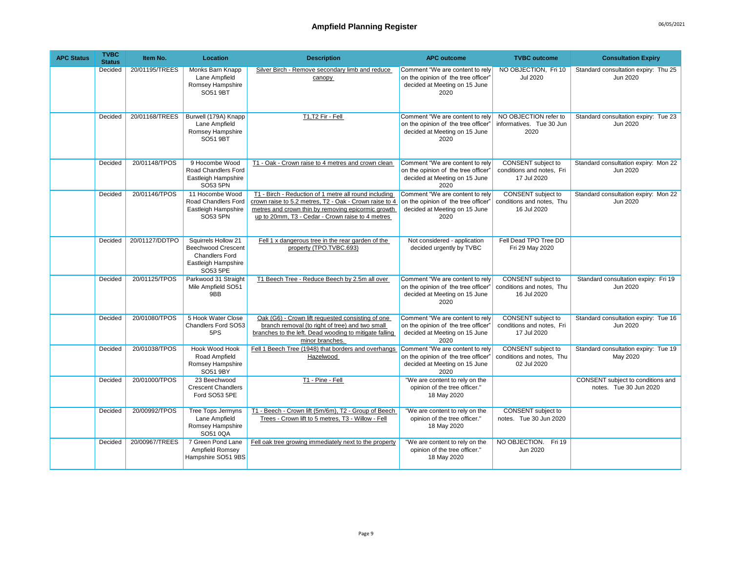| APC Status | TVBC Status | Item No. | Location | Description | APC outcome | TVBC outcome | Consultation Expiry |
|---|---|---|---|---|---|---|---|
| | Decided | 20/01195/TREES | Monks Barn Knapp Lane Ampfield Romsey Hampshire SO51 9BT | Silver Birch - Remove secondary limb and reduce canopy | Comment "We are content to rely on the opinion of the tree officer" decided at Meeting on 15 June 2020 | NO OBJECTION, Fri 10 Jul 2020 | Standard consultation expiry: Thu 25 Jun 2020 |
| | Decided | 20/01168/TREES | Burwell (179A) Knapp Lane Ampfield Romsey Hampshire SO51 9BT | T1,T2 Fir - Fell | Comment "We are content to rely on the opinion of the tree officer" decided at Meeting on 15 June 2020 | NO OBJECTION refer to informatives. Tue 30 Jun 2020 | Standard consultation expiry: Tue 23 Jun 2020 |
| | Decided | 20/01148/TPOS | 9 Hocombe Wood Road Chandlers Ford Eastleigh Hampshire SO53 5PN | T1 - Oak - Crown raise to 4 metres and crown clean | Comment "We are content to rely on the opinion of the tree officer" decided at Meeting on 15 June 2020 | CONSENT subject to conditions and notes, Fri 17 Jul 2020 | Standard consultation expiry: Mon 22 Jun 2020 |
| | Decided | 20/01146/TPOS | 11 Hocombe Wood Road Chandlers Ford Eastleigh Hampshire SO53 5PN | T1 - Birch - Reduction of 1 metre all round including crown raise to 5.2 metres, T2 - Oak - Crown raise to 4 metres and crown thin by removing epicormic growth up to 20mm, T3 - Cedar - Crown raise to 4 metres | Comment "We are content to rely on the opinion of the tree officer" decided at Meeting on 15 June 2020 | CONSENT subject to conditions and notes, Thu 16 Jul 2020 | Standard consultation expiry: Mon 22 Jun 2020 |
| | Decided | 20/01127/DDTPO | Squirrels Hollow 21 Beechwood Crescent Chandlers Ford Eastleigh Hampshire SO53 5PE | Fell 1 x dangerous tree in the rear garden of the property (TPO.TVBC.693) | Not considered - application decided urgently by TVBC | Fell Dead TPO Tree DD Fri 29 May 2020 | |
| | Decided | 20/01125/TPOS | Parkwood 31 Straight Mile Ampfield SO51 9BB | T1 Beech Tree - Reduce Beech by 2.5m all over | Comment "We are content to rely on the opinion of the tree officer" decided at Meeting on 15 June 2020 | CONSENT subject to conditions and notes, Thu 16 Jul 2020 | Standard consultation expiry: Fri 19 Jun 2020 |
| | Decided | 20/01080/TPOS | 5 Hook Water Close Chandlers Ford SO53 5PS | Oak (G6) - Crown lift requested consisting of one branch removal (to right of tree) and two small branches to the left. Dead wooding to mitigate falling minor branches. | Comment "We are content to rely on the opinion of the tree officer" decided at Meeting on 15 June 2020 | CONSENT subject to conditions and notes, Fri 17 Jul 2020 | Standard consultation expiry: Tue 16 Jun 2020 |
| | Decided | 20/01038/TPOS | Hook Wood Hook Road Ampfield Romsey Hampshire SO51 9BY | Fell 1 Beech Tree (1948) that borders and overhangs Hazelwood | Comment "We are content to rely on the opinion of the tree officer" decided at Meeting on 15 June 2020 | CONSENT subject to conditions and notes, Thu 02 Jul 2020 | Standard consultation expiry: Tue 19 May 2020 |
| | Decided | 20/01000/TPOS | 23 Beechwood Crescent Chandlers Ford SO53 5PE | T1 - Pine - Fell | "We are content to rely on the opinion of the tree officer." 18 May 2020 | | CONSENT subject to conditions and notes. Tue 30 Jun 2020 |
| | Decided | 20/00992/TPOS | Tree Tops Jermyns Lane Ampfield Romsey Hampshire SO51 0QA | T1 - Beech - Crown lift (5m/6m), T2 - Group of Beech Trees - Crown lift to 5 metres, T3 - Willow - Fell | "We are content to rely on the opinion of the tree officer." 18 May 2020 | CONSENT subject to notes. Tue 30 Jun 2020 | |
| | Decided | 20/00967/TREES | 7 Green Pond Lane Ampfield Romsey Hampshire SO51 9BS | Fell oak tree growing immediately next to the property | "We are content to rely on the opinion of the tree officer." 18 May 2020 | NO OBJECTION. Fri 19 Jun 2020 | |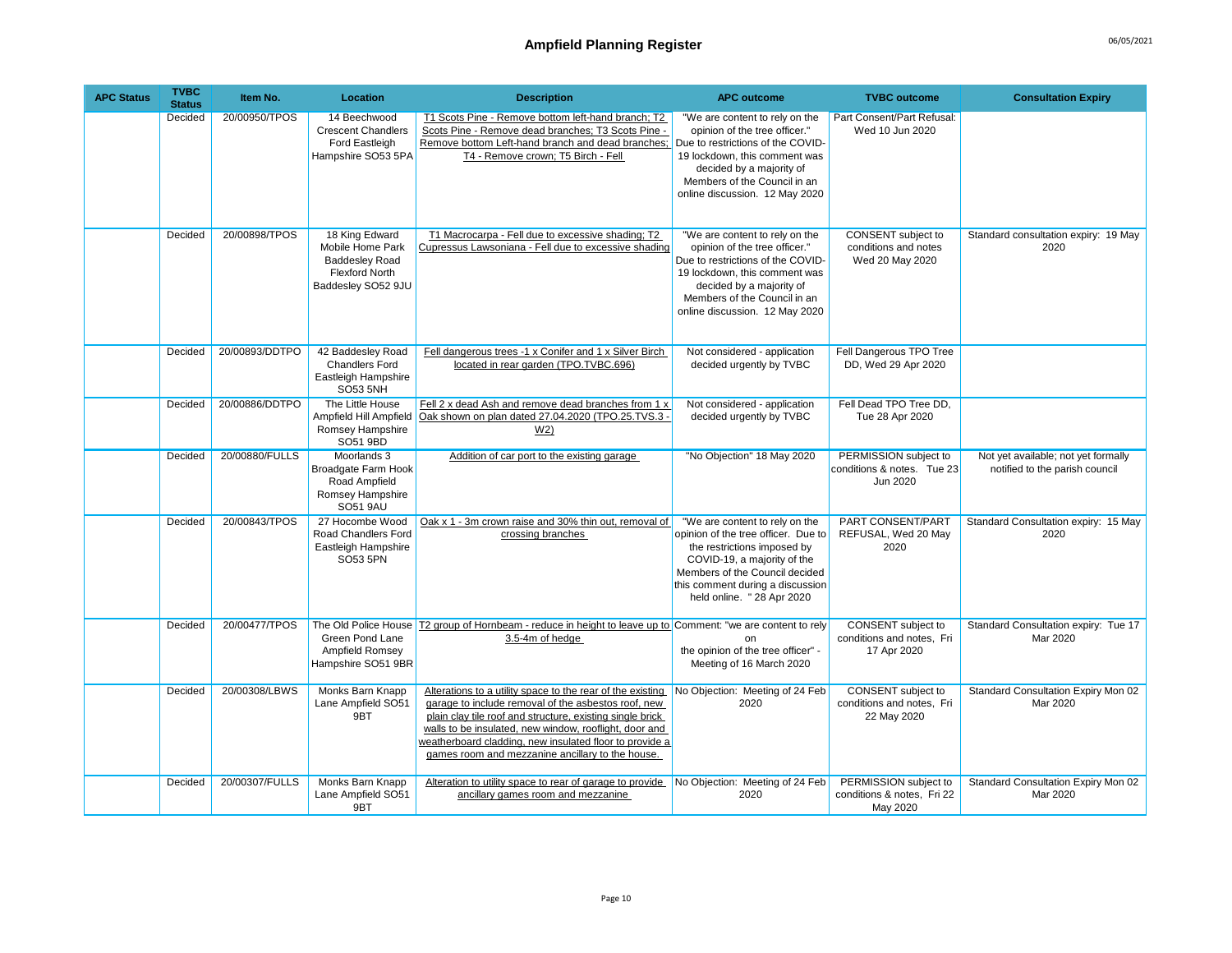# Ampfield Planning Register

| APC Status | TVBC Status | Item No. | Location | Description | APC outcome | TVBC outcome | Consultation Expiry |
|---|---|---|---|---|---|---|---|
| | Decided | 20/00950/TPOS | 14 Beechwood Crescent Chandlers Ford Eastleigh Hampshire SO53 5PA | T1 Scots Pine - Remove bottom left-hand branch; T2 Scots Pine - Remove dead branches; T3 Scots Pine - Remove bottom Left-hand branch and dead branches; T4 - Remove crown; T5 Birch - Fell | "We are content to rely on the opinion of the tree officer." Due to restrictions of the COVID-19 lockdown, this comment was decided by a majority of Members of the Council in an online discussion. 12 May 2020 | Part Consent/Part Refusal: Wed 10 Jun 2020 | |
| | Decided | 20/00898/TPOS | 18 King Edward Mobile Home Park Baddesley Road Flexford North Baddesley SO52 9JU | T1 Macrocarpa - Fell due to excessive shading; T2 Cupressus Lawsoniana - Fell due to excessive shading | "We are content to rely on the opinion of the tree officer." Due to restrictions of the COVID-19 lockdown, this comment was decided by a majority of Members of the Council in an online discussion. 12 May 2020 | CONSENT subject to conditions and notes Wed 20 May 2020 | Standard consultation expiry: 19 May 2020 |
| | Decided | 20/00893/DDTPO | 42 Baddesley Road Chandlers Ford Eastleigh Hampshire SO53 5NH | Fell dangerous trees -1 x Conifer and 1 x Silver Birch located in rear garden (TPO.TVBC.696) | Not considered - application decided urgently by TVBC | Fell Dangerous TPO Tree DD, Wed 29 Apr 2020 | |
| | Decided | 20/00886/DDTPO | The Little House Ampfield Hill Ampfield Romsey Hampshire SO51 9BD | Fell 2 x dead Ash and remove dead branches from 1 x Oak shown on plan dated 27.04.2020 (TPO.25.TVS.3 - W2) | Not considered - application decided urgently by TVBC | Fell Dead TPO Tree DD, Tue 28 Apr 2020 | |
| | Decided | 20/00880/FULLS | Moorlands 3 Broadgate Farm Hook Road Ampfield Romsey Hampshire SO51 9AU | Addition of car port to the existing garage | "No Objection" 18 May 2020 | PERMISSION subject to conditions & notes. Tue 23 Jun 2020 | Not yet available; not yet formally notified to the parish council |
| | Decided | 20/00843/TPOS | 27 Hocombe Wood Road Chandlers Ford Eastleigh Hampshire SO53 5PN | Oak x 1 - 3m crown raise and 30% thin out, removal of crossing branches | "We are content to rely on the opinion of the tree officer. Due to the restrictions imposed by COVID-19, a majority of the Members of the Council decided this comment during a discussion held online. " 28 Apr 2020 | PART CONSENT/PART REFUSAL, Wed 20 May 2020 | Standard Consultation expiry: 15 May 2020 |
| | Decided | 20/00477/TPOS | The Old Police House Green Pond Lane Ampfield Romsey Hampshire SO51 9BR | T2 group of Hornbeam - reduce in height to leave up to 3.5-4m of hedge | Comment: "we are content to rely on the opinion of the tree officer" - Meeting of 16 March 2020 | CONSENT subject to conditions and notes, Fri 17 Apr 2020 | Standard Consultation expiry: Tue 17 Mar 2020 |
| | Decided | 20/00308/LBWS | Monks Barn Knapp Lane Ampfield SO51 9BT | Alterations to a utility space to the rear of the existing garage to include removal of the asbestos roof, new plain clay tile roof and structure, existing single brick walls to be insulated, new window, rooflight, door and weatherboard cladding, new insulated floor to provide a games room and mezzanine ancillary to the house. | No Objection: Meeting of 24 Feb 2020 | CONSENT subject to conditions and notes, Fri 22 May 2020 | Standard Consultation Expiry Mon 02 Mar 2020 |
| | Decided | 20/00307/FULLS | Monks Barn Knapp Lane Ampfield SO51 9BT | Alteration to utility space to rear of garage to provide ancillary games room and mezzanine | No Objection: Meeting of 24 Feb 2020 | PERMISSION subject to conditions & notes, Fri 22 May 2020 | Standard Consultation Expiry Mon 02 Mar 2020 |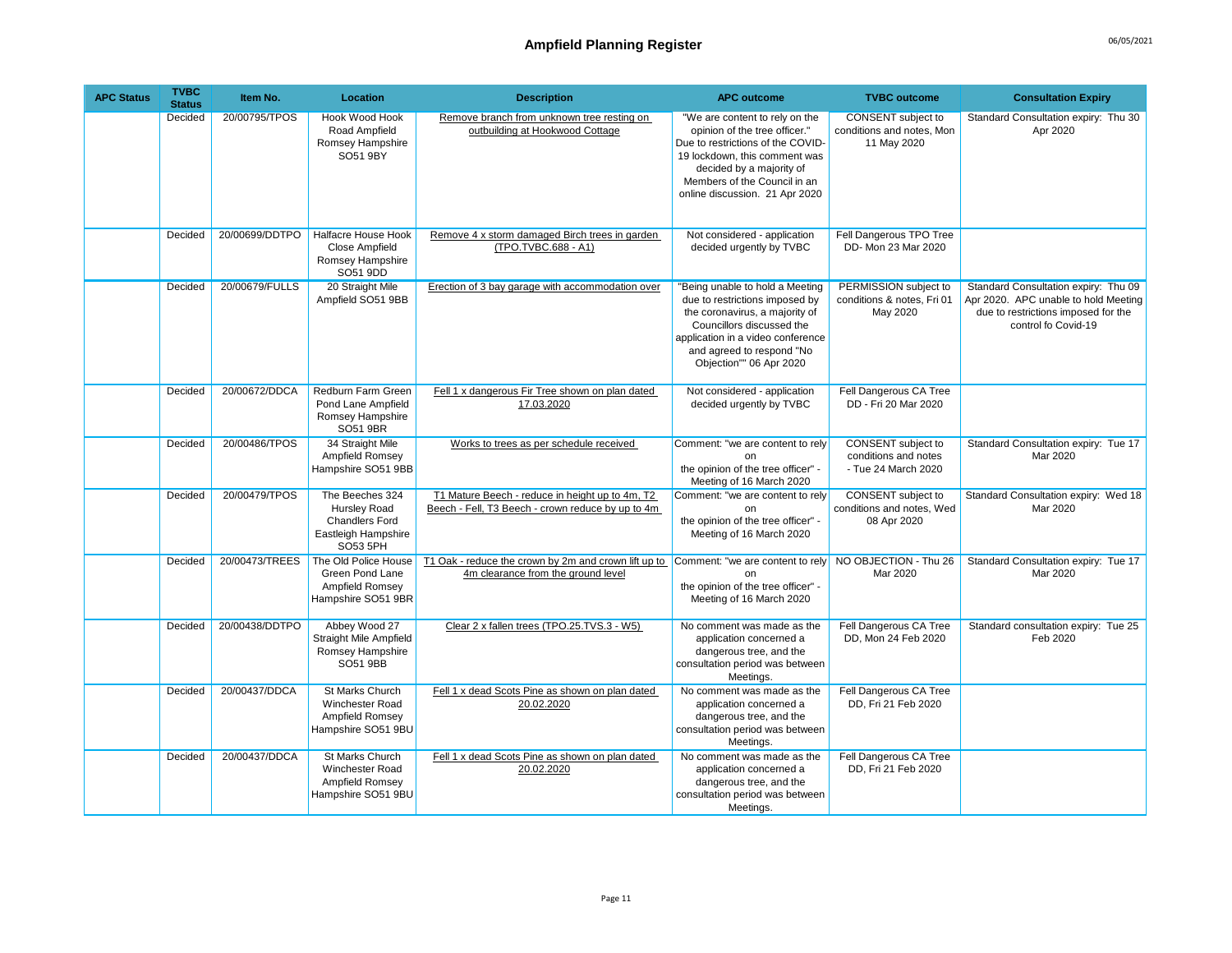# Ampfield Planning Register

| APC Status | TVBC Status | Item No. | Location | Description | APC outcome | TVBC outcome | Consultation Expiry |
|---|---|---|---|---|---|---|---|
| | Decided | 20/00795/TPOS | Hook Wood Hook Road Ampfield Romsey Hampshire SO51 9BY | Remove branch from unknown tree resting on outbuilding at Hookwood Cottage | "We are content to rely on the opinion of the tree officer." Due to restrictions of the COVID-19 lockdown, this comment was decided by a majority of Members of the Council in an online discussion. 21 Apr 2020 | CONSENT subject to conditions and notes, Mon 11 May 2020 | Standard Consultation expiry: Thu 30 Apr 2020 |
| | Decided | 20/00699/DDTPO | Halfacre House Hook Close Ampfield Romsey Hampshire SO51 9DD | Remove 4 x storm damaged Birch trees in garden (TPO.TVBC.688 - A1) | Not considered - application decided urgently by TVBC | Fell Dangerous TPO Tree DD- Mon 23 Mar 2020 | |
| | Decided | 20/00679/FULLS | 20 Straight Mile Ampfield SO51 9BB | Erection of 3 bay garage with accommodation over | "Being unable to hold a Meeting due to restrictions imposed by the coronavirus, a majority of Councillors discussed the application in a video conference and agreed to respond "No Objection"" 06 Apr 2020 | PERMISSION subject to conditions & notes, Fri 01 May 2020 | Standard Consultation expiry: Thu 09 Apr 2020. APC unable to hold Meeting due to restrictions imposed for the control fo Covid-19 |
| | Decided | 20/00672/DDCA | Redburn Farm Green Pond Lane Ampfield Romsey Hampshire SO51 9BR | Fell 1 x dangerous Fir Tree shown on plan dated 17.03.2020 | Not considered - application decided urgently by TVBC | Fell Dangerous CA Tree DD - Fri 20 Mar 2020 | |
| | Decided | 20/00486/TPOS | 34 Straight Mile Ampfield Romsey Hampshire SO51 9BB | Works to trees as per schedule received | Comment: "we are content to rely on the opinion of the tree officer" - Meeting of 16 March 2020 | CONSENT subject to conditions and notes - Tue 24 March 2020 | Standard Consultation expiry: Tue 17 Mar 2020 |
| | Decided | 20/00479/TPOS | The Beeches 324 Hursley Road Chandlers Ford Eastleigh Hampshire SO53 5PH | T1 Mature Beech - reduce in height up to 4m, T2 Beech - Fell, T3 Beech - crown reduce by up to 4m | Comment: "we are content to rely on the opinion of the tree officer" - Meeting of 16 March 2020 | CONSENT subject to conditions and notes, Wed 08 Apr 2020 | Standard Consultation expiry: Wed 18 Mar 2020 |
| | Decided | 20/00473/TREES | The Old Police House Green Pond Lane Ampfield Romsey Hampshire SO51 9BR | T1 Oak - reduce the crown by 2m and crown lift up to 4m clearance from the ground level | Comment: "we are content to rely on the opinion of the tree officer" - Meeting of 16 March 2020 | NO OBJECTION - Thu 26 Mar 2020 | Standard Consultation expiry: Tue 17 Mar 2020 |
| | Decided | 20/00438/DDTPO | Abbey Wood 27 Straight Mile Ampfield Romsey Hampshire SO51 9BB | Clear 2 x fallen trees (TPO.25.TVS.3 - W5) | No comment was made as the application concerned a dangerous tree, and the consultation period was between Meetings. | Fell Dangerous CA Tree DD, Mon 24 Feb 2020 | Standard consultation expiry: Tue 25 Feb 2020 |
| | Decided | 20/00437/DDCA | St Marks Church Winchester Road Ampfield Romsey Hampshire SO51 9BU | Fell 1 x dead Scots Pine as shown on plan dated 20.02.2020 | No comment was made as the application concerned a dangerous tree, and the consultation period was between Meetings. | Fell Dangerous CA Tree DD, Fri 21 Feb 2020 | |
| | Decided | 20/00437/DDCA | St Marks Church Winchester Road Ampfield Romsey Hampshire SO51 9BU | Fell 1 x dead Scots Pine as shown on plan dated 20.02.2020 | No comment was made as the application concerned a dangerous tree, and the consultation period was between Meetings. | Fell Dangerous CA Tree DD, Fri 21 Feb 2020 | |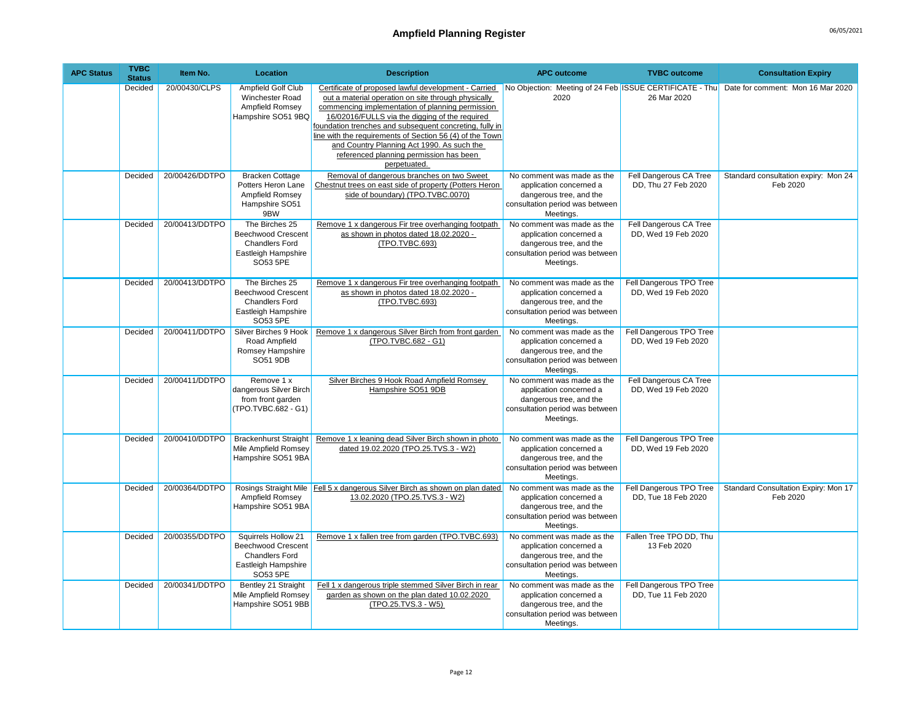# Ampfield Planning Register

| APC Status | TVBC Status | Item No. | Location | Description | APC outcome | TVBC outcome | Consultation Expiry |
|---|---|---|---|---|---|---|---|
| | Decided | 20/00430/CLPS | Ampfield Golf Club Winchester Road Ampfield Romsey Hampshire SO51 9BQ | Certificate of proposed lawful development - Carried out a material operation on site through physically commencing implementation of planning permission 16/02016/FULLS via the digging of the required foundation trenches and subsequent concreting, fully in line with the requirements of Section 56 (4) of the Town and Country Planning Act 1990. As such the referenced planning permission has been perpetuated. | No Objection: Meeting of 24 Feb 2020 | ISSUE CERTIFICATE - Thu 26 Mar 2020 | Date for comment: Mon 16 Mar 2020 |
| | Decided | 20/00426/DDTPO | Bracken Cottage Potters Heron Lane Ampfield Romsey Hampshire SO51 9BW | Removal of dangerous branches on two Sweet Chestnut trees on east side of property (Potters Heron side of boundary) (TPO.TVBC.0070) | No comment was made as the application concerned a dangerous tree, and the consultation period was between Meetings. | Fell Dangerous CA Tree DD, Thu 27 Feb 2020 | Standard consultation expiry: Mon 24 Feb 2020 |
| | Decided | 20/00413/DDTPO | The Birches 25 Beechwood Crescent Chandlers Ford Eastleigh Hampshire SO53 5PE | Remove 1 x dangerous Fir tree overhanging footpath as shown in photos dated 18.02.2020 - (TPO.TVBC.693) | No comment was made as the application concerned a dangerous tree, and the consultation period was between Meetings. | Fell Dangerous CA Tree DD, Wed 19 Feb 2020 | |
| | Decided | 20/00413/DDTPO | The Birches 25 Beechwood Crescent Chandlers Ford Eastleigh Hampshire SO53 5PE | Remove 1 x dangerous Fir tree overhanging footpath as shown in photos dated 18.02.2020 - (TPO.TVBC.693) | No comment was made as the application concerned a dangerous tree, and the consultation period was between Meetings. | Fell Dangerous TPO Tree DD, Wed 19 Feb 2020 | |
| | Decided | 20/00411/DDTPO | Silver Birches 9 Hook Road Ampfield Romsey Hampshire SO51 9DB | Remove 1 x dangerous Silver Birch from front garden (TPO.TVBC.682 - G1) | No comment was made as the application concerned a dangerous tree, and the consultation period was between Meetings. | Fell Dangerous TPO Tree DD, Wed 19 Feb 2020 | |
| | Decided | 20/00411/DDTPO | Remove 1 x dangerous Silver Birch from front garden (TPO.TVBC.682 - G1) | Silver Birches 9 Hook Road Ampfield Romsey Hampshire SO51 9DB | No comment was made as the application concerned a dangerous tree, and the consultation period was between Meetings. | Fell Dangerous CA Tree DD, Wed 19 Feb 2020 | |
| | Decided | 20/00410/DDTPO | Brackenhurst Straight Mile Ampfield Romsey Hampshire SO51 9BA | Remove 1 x leaning dead Silver Birch shown in photo dated 19.02.2020 (TPO.25.TVS.3 - W2) | No comment was made as the application concerned a dangerous tree, and the consultation period was between Meetings. | Fell Dangerous TPO Tree DD, Wed 19 Feb 2020 | |
| | Decided | 20/00364/DDTPO | Rosings Straight Mile Ampfield Romsey Hampshire SO51 9BA | Fell 5 x dangerous Silver Birch as shown on plan dated 13.02.2020 (TPO.25.TVS.3 - W2) | No comment was made as the application concerned a dangerous tree, and the consultation period was between Meetings. | Fell Dangerous TPO Tree DD, Tue 18 Feb 2020 | Standard Consultation Expiry: Mon 17 Feb 2020 |
| | Decided | 20/00355/DDTPO | Squirrels Hollow 21 Beechwood Crescent Chandlers Ford Eastleigh Hampshire SO53 5PE | Remove 1 x fallen tree from garden (TPO.TVBC.693) | No comment was made as the application concerned a dangerous tree, and the consultation period was between Meetings. | Fallen Tree TPO DD, Thu 13 Feb 2020 | |
| | Decided | 20/00341/DDTPO | Bentley 21 Straight Mile Ampfield Romsey Hampshire SO51 9BB | Fell 1 x dangerous triple stemmed Silver Birch in rear garden as shown on the plan dated 10.02.2020 (TPO.25.TVS.3 - W5) | No comment was made as the application concerned a dangerous tree, and the consultation period was between Meetings. | Fell Dangerous TPO Tree DD, Tue 11 Feb 2020 | |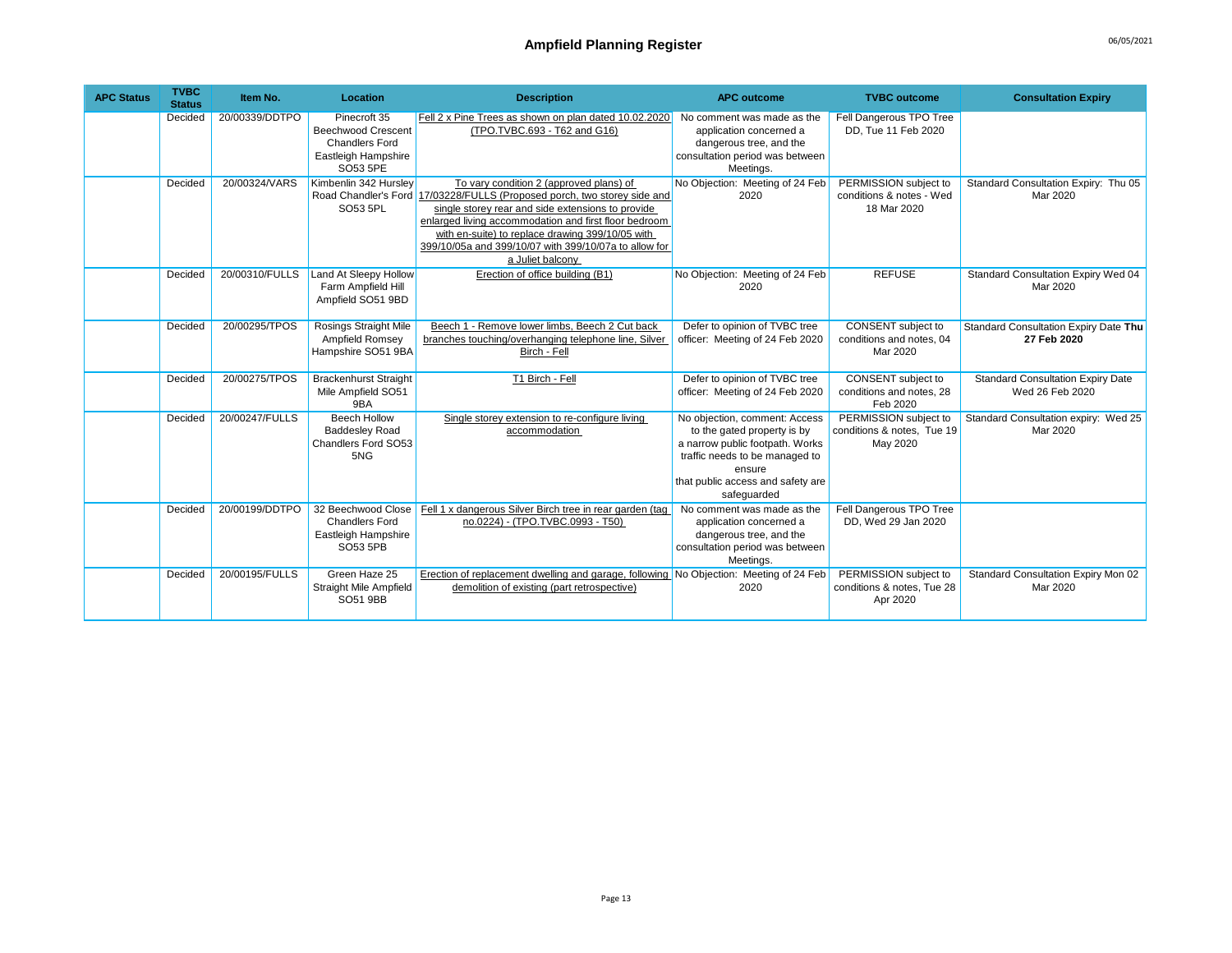## Ampfield Planning Register

| APC Status | TVBC Status | Item No. | Location | Description | APC outcome | TVBC outcome | Consultation Expiry |
|---|---|---|---|---|---|---|---|
| | Decided | 20/00339/DDTPO | Pinecroft 35 Beechwood Crescent Chandlers Ford Eastleigh Hampshire SO53 5PE | Fell 2 x Pine Trees as shown on plan dated 10.02.2020 (TPO.TVBC.693 - T62 and G16) | No comment was made as the application concerned a dangerous tree, and the consultation period was between Meetings. | Fell Dangerous TPO Tree DD, Tue 11 Feb 2020 | |
| | Decided | 20/00324/VARS | Kimbenlin 342 Hursley Road Chandler's Ford SO53 5PL | To vary condition 2 (approved plans) of 17/03228/FULLS (Proposed porch, two storey side and single storey rear and side extensions to provide enlarged living accommodation and first floor bedroom with en-suite) to replace drawing 399/10/05 with 399/10/05a and 399/10/07 with 399/10/07a to allow for a Juliet balcony | No Objection: Meeting of 24 Feb 2020 | PERMISSION subject to conditions & notes - Wed 18 Mar 2020 | Standard Consultation Expiry: Thu 05 Mar 2020 |
| | Decided | 20/00310/FULLS | Land At Sleepy Hollow Farm Ampfield Hill Ampfield SO51 9BD | Erection of office building (B1) | No Objection: Meeting of 24 Feb 2020 | REFUSE | Standard Consultation Expiry Wed 04 Mar 2020 |
| | Decided | 20/00295/TPOS | Rosings Straight Mile Ampfield Romsey Hampshire SO51 9BA | Beech 1 - Remove lower limbs, Beech 2 Cut back branches touching/overhanging telephone line, Silver Birch - Fell | Defer to opinion of TVBC tree officer: Meeting of 24 Feb 2020 | CONSENT subject to conditions and notes, 04 Mar 2020 | Standard Consultation Expiry Date **Thu 27 Feb 2020** |
| | Decided | 20/00275/TPOS | Brackenhurst Straight Mile Ampfield SO51 9BA | T1 Birch - Fell | Defer to opinion of TVBC tree officer: Meeting of 24 Feb 2020 | CONSENT subject to conditions and notes, 28 Feb 2020 | Standard Consultation Expiry Date Wed 26 Feb 2020 |
| | Decided | 20/00247/FULLS | Beech Hollow Baddesley Road Chandlers Ford SO53 5NG | Single storey extension to re-configure living accommodation | No objection, comment: Access to the gated property is by a narrow public footpath. Works traffic needs to be managed to ensure that public access and safety are safeguarded | PERMISSION subject to conditions & notes, Tue 19 May 2020 | Standard Consultation expiry: Wed 25 Mar 2020 |
| | Decided | 20/00199/DDTPO | 32 Beechwood Close Chandlers Ford Eastleigh Hampshire SO53 5PB | Fell 1 x dangerous Silver Birch tree in rear garden (tag no.0224) - (TPO.TVBC.0993 - T50) | No comment was made as the application concerned a dangerous tree, and the consultation period was between Meetings. | Fell Dangerous TPO Tree DD, Wed 29 Jan 2020 | |
| | Decided | 20/00195/FULLS | Green Haze 25 Straight Mile Ampfield SO51 9BB | Erection of replacement dwelling and garage, following demolition of existing (part retrospective) | No Objection: Meeting of 24 Feb 2020 | PERMISSION subject to conditions & notes, Tue 28 Apr 2020 | Standard Consultation Expiry Mon 02 Mar 2020 |